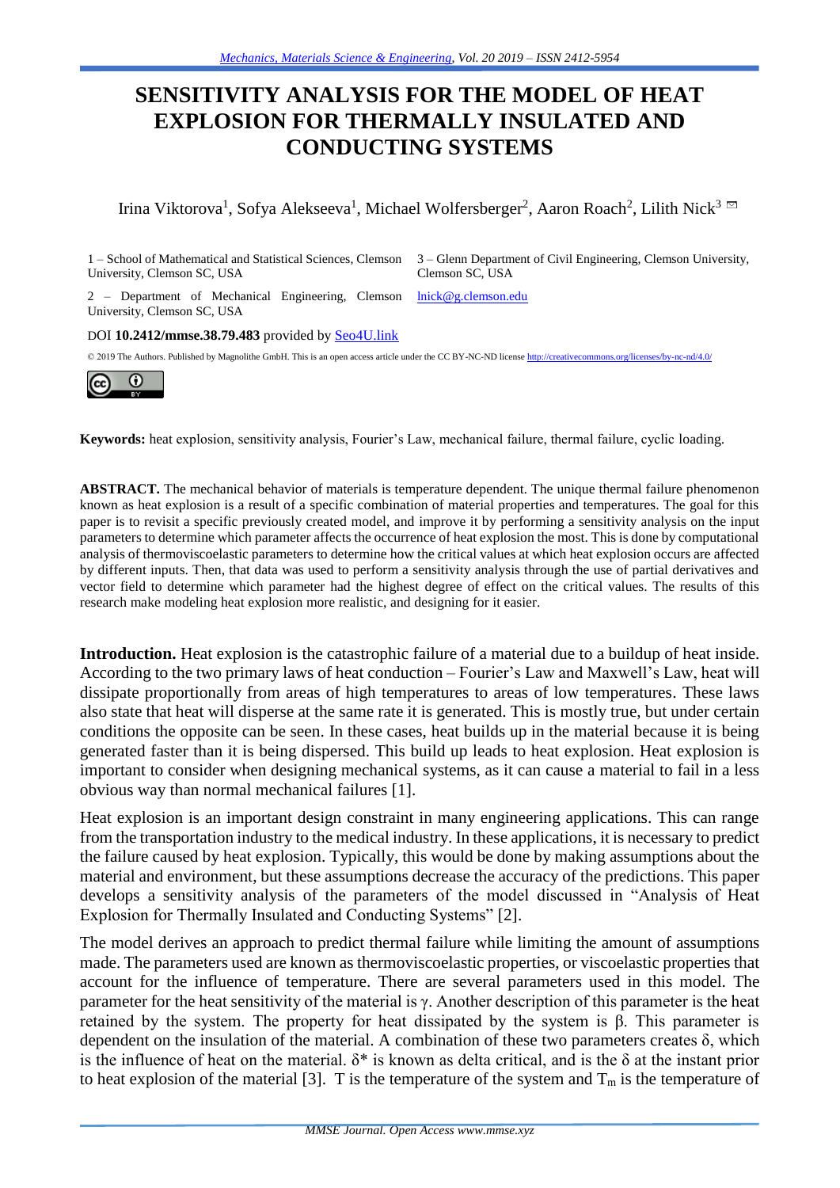# SENSITIVITY ANALYSIS FOR THE MODEL OF HEAT EXPLOSION FOR THERMALLY INSULATED AND CONDUCTING SYSTEMS

Irina Viktorova[1], Sofya Alekseeva[1], Michael Wolfersberger[2], Aaron Roach[2], Lilith Nick[3]

1 – School of Mathematical and Statistical Sciences, Clemson University, Clemson SC, USA

2 – Department of Mechanical Engineering, Clemson University, Clemson SC, USA

3 – Glenn Department of Civil Engineering, Clemson University, Clemson SC, USA

lnick@g.clemson.edu

DOI **10.2412/mmse.38.79.483** provided by Seo4U.link

© 2019 The Authors. Published by Magnolithe GmbH. This is an open access article under the CC BY-NC-ND license http://creativecommons.org/licenses/by-nc-nd/4.0/

**Keywords:** heat explosion, sensitivity analysis, Fourier's Law, mechanical failure, thermal failure, cyclic loading.

**ABSTRACT.** The mechanical behavior of materials is temperature dependent. The unique thermal failure phenomenon known as heat explosion is a result of a specific combination of material properties and temperatures. The goal for this paper is to revisit a specific previously created model, and improve it by performing a sensitivity analysis on the input parameters to determine which parameter affects the occurrence of heat explosion the most. This is done by computational analysis of thermoviscoelastic parameters to determine how the critical values at which heat explosion occurs are affected by different inputs. Then, that data was used to perform a sensitivity analysis through the use of partial derivatives and vector field to determine which parameter had the highest degree of effect on the critical values. The results of this research make modeling heat explosion more realistic, and designing for it easier.

**Introduction.** Heat explosion is the catastrophic failure of a material due to a buildup of heat inside. According to the two primary laws of heat conduction – Fourier's Law and Maxwell's Law, heat will dissipate proportionally from areas of high temperatures to areas of low temperatures. These laws also state that heat will disperse at the same rate it is generated. This is mostly true, but under certain conditions the opposite can be seen. In these cases, heat builds up in the material because it is being generated faster than it is being dispersed. This build up leads to heat explosion. Heat explosion is important to consider when designing mechanical systems, as it can cause a material to fail in a less obvious way than normal mechanical failures [1].

Heat explosion is an important design constraint in many engineering applications. This can range from the transportation industry to the medical industry. In these applications, it is necessary to predict the failure caused by heat explosion. Typically, this would be done by making assumptions about the material and environment, but these assumptions decrease the accuracy of the predictions. This paper develops a sensitivity analysis of the parameters of the model discussed in "Analysis of Heat Explosion for Thermally Insulated and Conducting Systems" [2].

The model derives an approach to predict thermal failure while limiting the amount of assumptions made. The parameters used are known as thermoviscoelastic properties, or viscoelastic properties that account for the influence of temperature. There are several parameters used in this model. The parameter for the heat sensitivity of the material is $\gamma$. Another description of this parameter is the heat retained by the system. The property for heat dissipated by the system is $\beta$. This parameter is dependent on the insulation of the material. A combination of these two parameters creates $\delta$, which is the influence of heat on the material. $\delta^*$ is known as delta critical, and is the $\delta$ at the instant prior to heat explosion of the material [3]. T is the temperature of the system and $T_m$ is the temperature of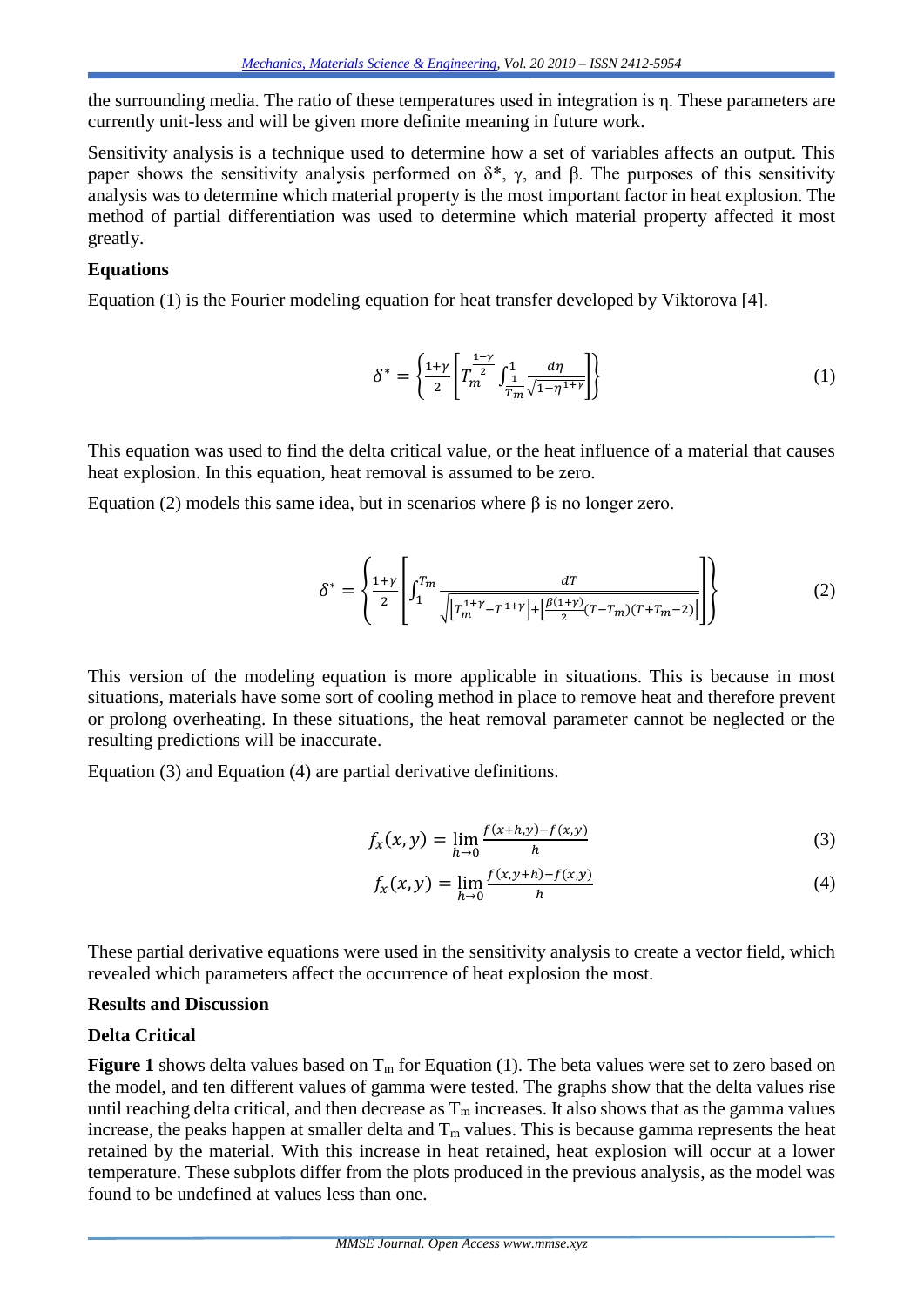the surrounding media. The ratio of these temperatures used in integration is η. These parameters are currently unit-less and will be given more definite meaning in future work.

Sensitivity analysis is a technique used to determine how a set of variables affects an output. This paper shows the sensitivity analysis performed on δ*, γ, and β. The purposes of this sensitivity analysis was to determine which material property is the most important factor in heat explosion. The method of partial differentiation was used to determine which material property affected it most greatly.

**Equations**

Equation (1) is the Fourier modeling equation for heat transfer developed by Viktorova [4].

$$\delta^* = \left\{ \frac{1+\gamma}{2} \left[ T_m^{\frac{1-\gamma}{2}} \int_{\frac{1}{T_m}}^{1} \frac{d\eta}{\sqrt{1-\eta^{1+\gamma}}} \right] \right\} \tag{1}$$

This equation was used to find the delta critical value, or the heat influence of a material that causes heat explosion. In this equation, heat removal is assumed to be zero.

Equation (2) models this same idea, but in scenarios where β is no longer zero.

$$\delta^* = \left\{ \frac{1+\gamma}{2} \left[ \int_{1}^{T_m} \frac{dT}{\sqrt{\left[T_m^{1+\gamma} - T^{1+\gamma}\right] + \left[\frac{\beta(1+\gamma)}{2}(T - T_m)(T + T_m - 2)\right]}} \right] \right\} \tag{2}$$

This version of the modeling equation is more applicable in situations. This is because in most situations, materials have some sort of cooling method in place to remove heat and therefore prevent or prolong overheating. In these situations, the heat removal parameter cannot be neglected or the resulting predictions will be inaccurate.

Equation (3) and Equation (4) are partial derivative definitions.

$$f_x(x,y) = \lim_{h \to 0} \frac{f(x+h,y) - f(x,y)}{h} \tag{3}$$

$$f_x(x,y) = \lim_{h \to 0} \frac{f(x,y+h) - f(x,y)}{h} \tag{4}$$

These partial derivative equations were used in the sensitivity analysis to create a vector field, which revealed which parameters affect the occurrence of heat explosion the most.

**Results and Discussion**

**Delta Critical**

**Figure 1** shows delta values based on $T_m$ for Equation (1). The beta values were set to zero based on the model, and ten different values of gamma were tested. The graphs show that the delta values rise until reaching delta critical, and then decrease as $T_m$ increases. It also shows that as the gamma values increase, the peaks happen at smaller delta and $T_m$ values. This is because gamma represents the heat retained by the material. With this increase in heat retained, heat explosion will occur at a lower temperature. These subplots differ from the plots produced in the previous analysis, as the model was found to be undefined at values less than one.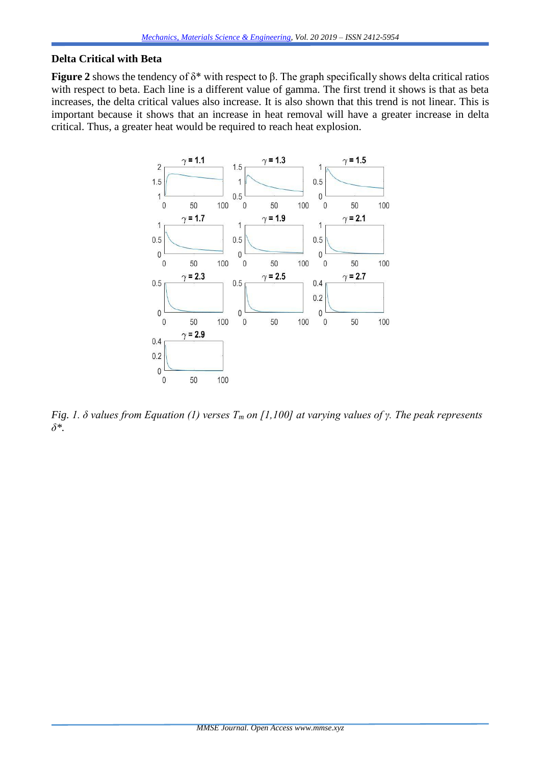### Delta Critical with Beta

**Figure 2** shows the tendency of $\delta^*$ with respect to $\beta$. The graph specifically shows delta critical ratios with respect to beta. Each line is a different value of gamma. The first trend it shows is that as beta increases, the delta critical values also increase. It is also shown that this trend is not linear. This is important because it shows that an increase in heat removal will have a greater increase in delta critical. Thus, a greater heat would be required to reach heat explosion.

*Fig. 1. $\delta$ values from Equation (1) verses $T_m$ on [1,100] at varying values of $\gamma$. The peak represents $\delta^*$.*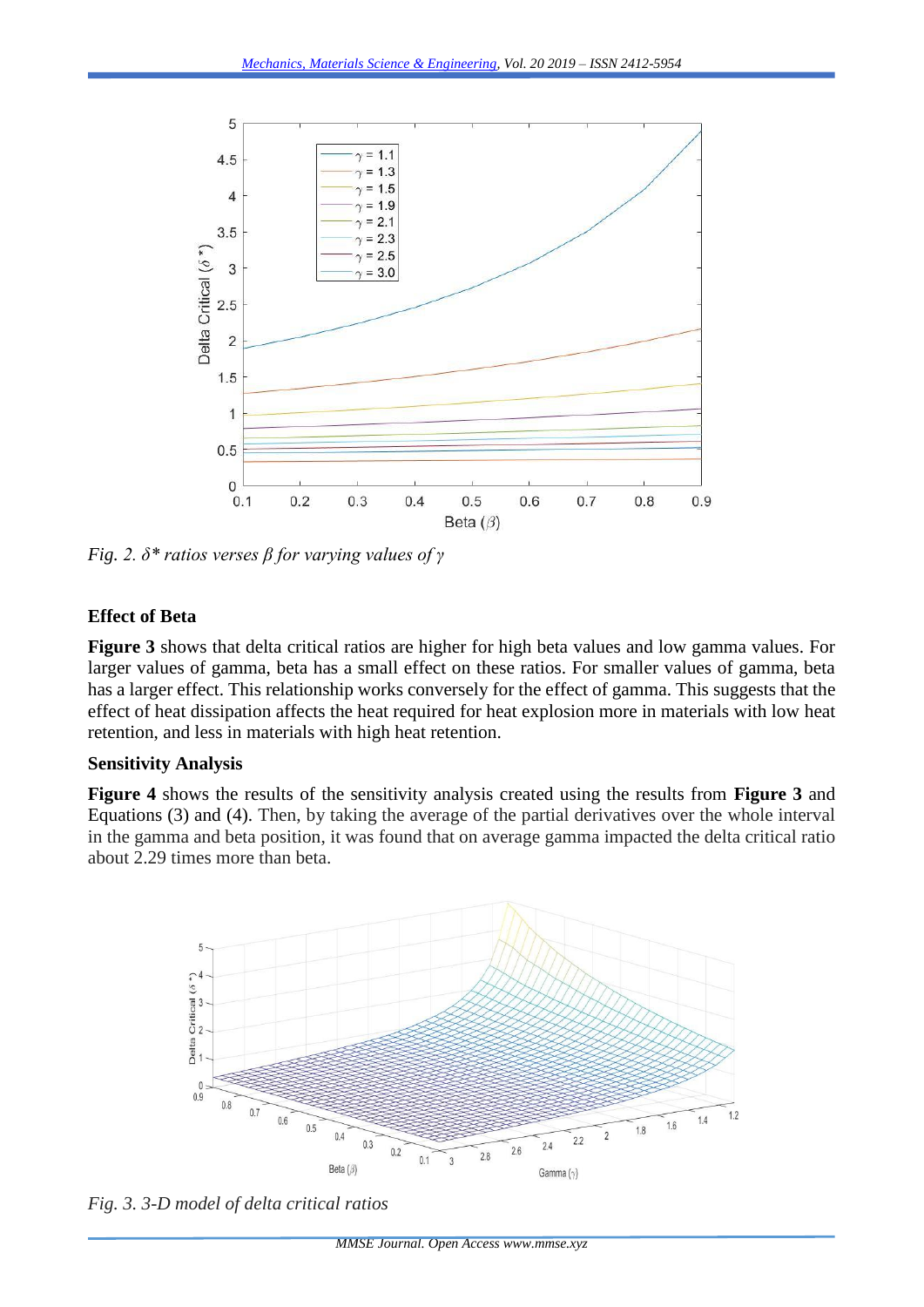*Fig. 2. δ* ratios verses β for varying values of γ*

**Effect of Beta**

**Figure 3** shows that delta critical ratios are higher for high beta values and low gamma values. For larger values of gamma, beta has a small effect on these ratios. For smaller values of gamma, beta has a larger effect. This relationship works conversely for the effect of gamma. This suggests that the effect of heat dissipation affects the heat required for heat explosion more in materials with low heat retention, and less in materials with high heat retention.

**Sensitivity Analysis**

**Figure 4** shows the results of the sensitivity analysis created using the results from **Figure 3** and Equations (3) and (4). Then, by taking the average of the partial derivatives over the whole interval in the gamma and beta position, it was found that on average gamma impacted the delta critical ratio about 2.29 times more than beta.

*Fig. 3. 3-D model of delta critical ratios*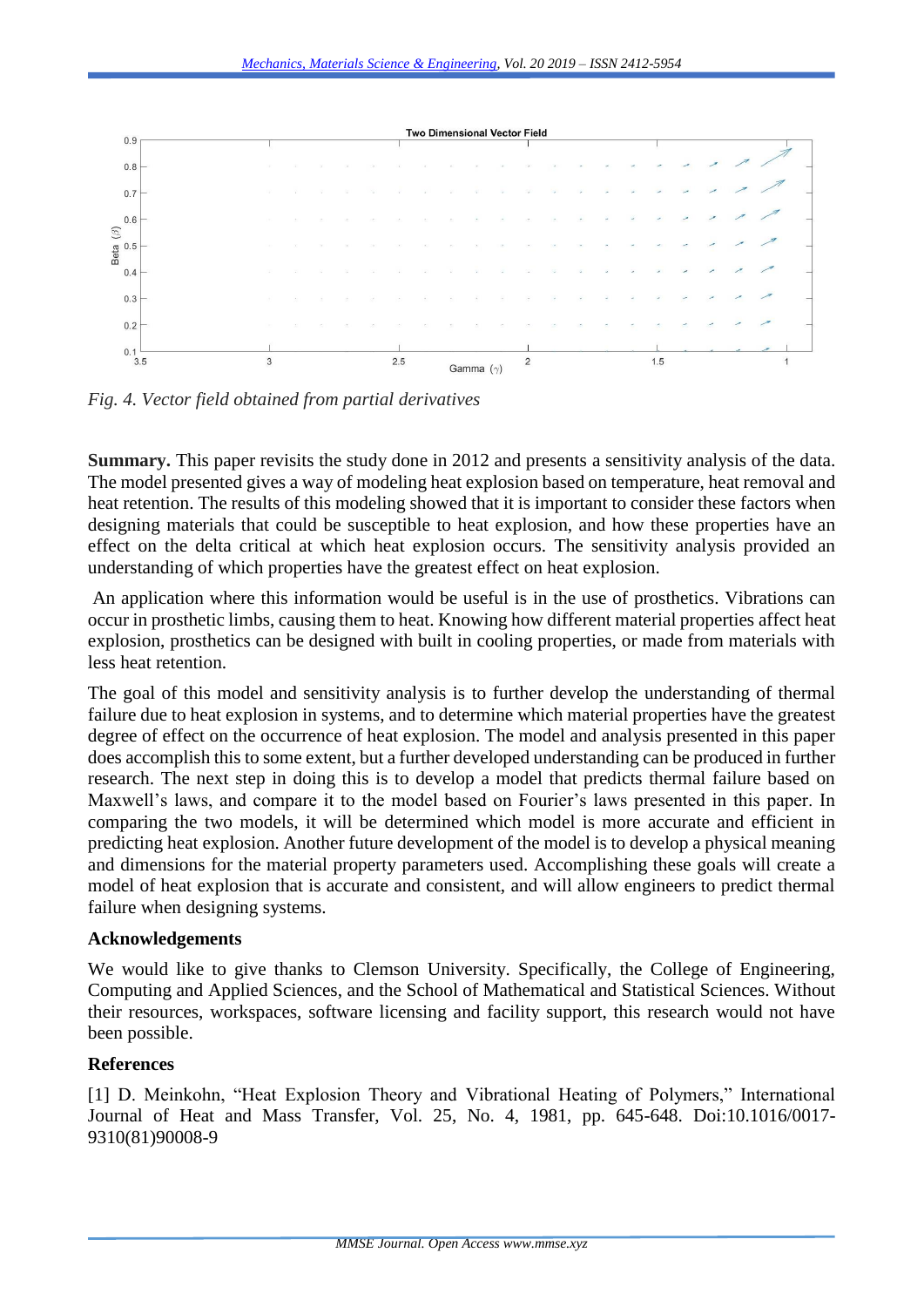*Fig. 4. Vector field obtained from partial derivatives*

**Summary.** This paper revisits the study done in 2012 and presents a sensitivity analysis of the data. The model presented gives a way of modeling heat explosion based on temperature, heat removal and heat retention. The results of this modeling showed that it is important to consider these factors when designing materials that could be susceptible to heat explosion, and how these properties have an effect on the delta critical at which heat explosion occurs. The sensitivity analysis provided an understanding of which properties have the greatest effect on heat explosion.

An application where this information would be useful is in the use of prosthetics. Vibrations can occur in prosthetic limbs, causing them to heat. Knowing how different material properties affect heat explosion, prosthetics can be designed with built in cooling properties, or made from materials with less heat retention.

The goal of this model and sensitivity analysis is to further develop the understanding of thermal failure due to heat explosion in systems, and to determine which material properties have the greatest degree of effect on the occurrence of heat explosion. The model and analysis presented in this paper does accomplish this to some extent, but a further developed understanding can be produced in further research. The next step in doing this is to develop a model that predicts thermal failure based on Maxwell's laws, and compare it to the model based on Fourier's laws presented in this paper. In comparing the two models, it will be determined which model is more accurate and efficient in predicting heat explosion. Another future development of the model is to develop a physical meaning and dimensions for the material property parameters used. Accomplishing these goals will create a model of heat explosion that is accurate and consistent, and will allow engineers to predict thermal failure when designing systems.

## Acknowledgements

We would like to give thanks to Clemson University. Specifically, the College of Engineering, Computing and Applied Sciences, and the School of Mathematical and Statistical Sciences. Without their resources, workspaces, software licensing and facility support, this research would not have been possible.

## References

[1] D. Meinkohn, "Heat Explosion Theory and Vibrational Heating of Polymers," International Journal of Heat and Mass Transfer, Vol. 25, No. 4, 1981, pp. 645-648. Doi:10.1016/0017-9310(81)90008-9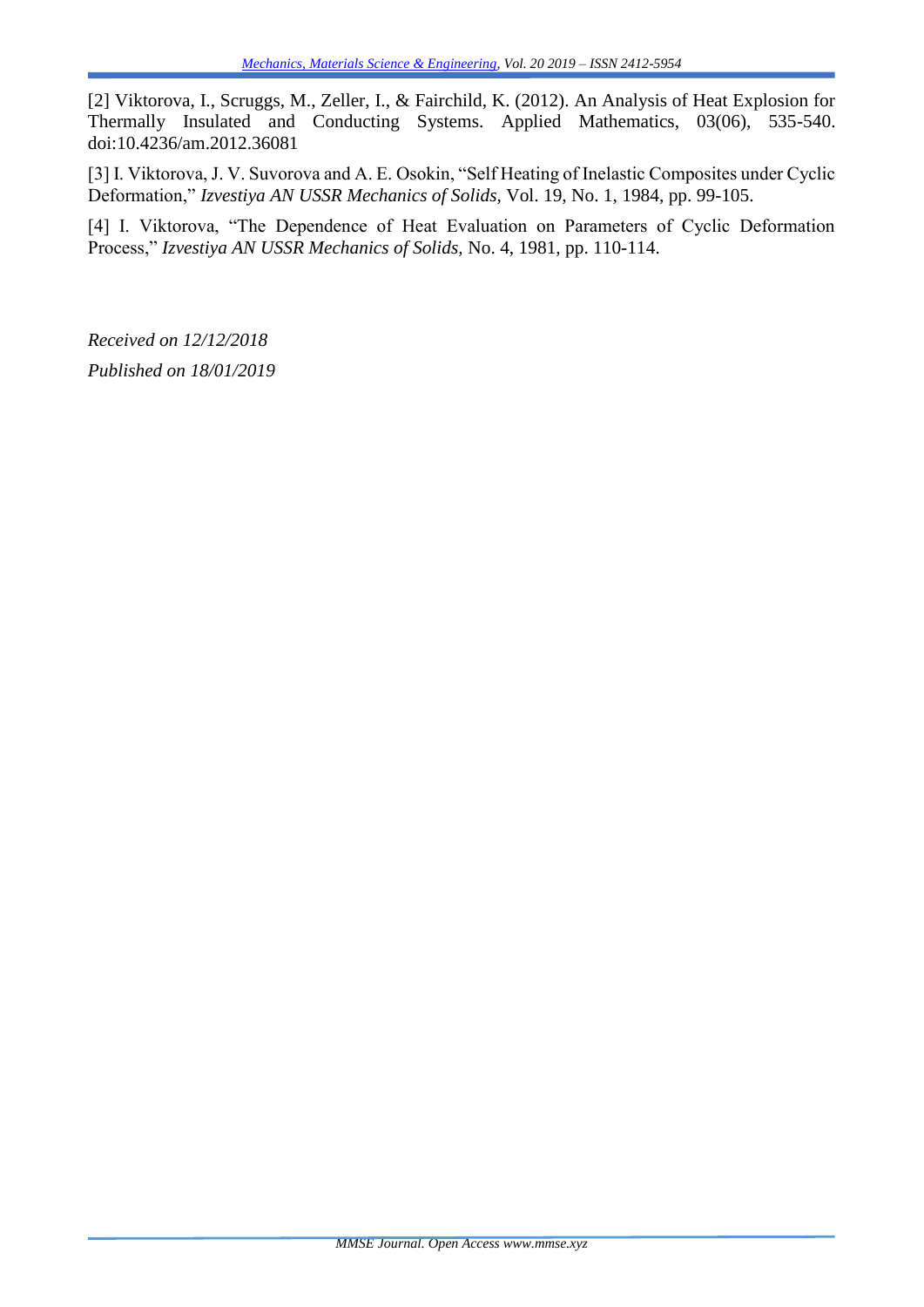[2] Viktorova, I., Scruggs, M., Zeller, I., & Fairchild, K. (2012). An Analysis of Heat Explosion for Thermally Insulated and Conducting Systems. Applied Mathematics, 03(06), 535-540. doi:10.4236/am.2012.36081

[3] I. Viktorova, J. V. Suvorova and A. E. Osokin, "Self Heating of Inelastic Composites under Cyclic Deformation," *Izvestiya AN USSR Mechanics of Solids*, Vol. 19, No. 1, 1984, pp. 99-105.

[4] I. Viktorova, "The Dependence of Heat Evaluation on Parameters of Cyclic Deformation Process," *Izvestiya AN USSR Mechanics of Solids*, No. 4, 1981, pp. 110-114.

*Received on 12/12/2018*

*Published on 18/01/2019*